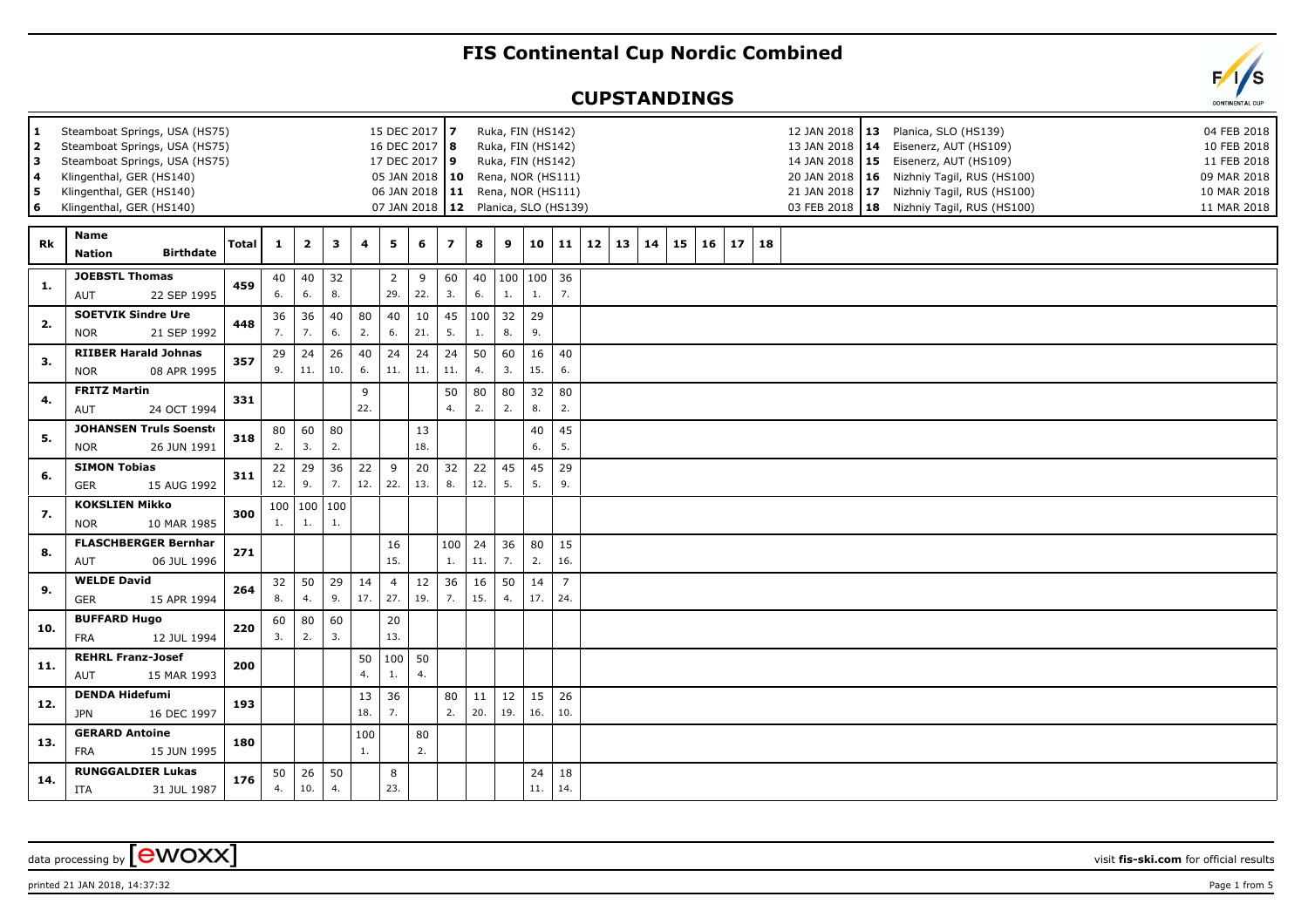# FIS Continental Cup Nordic Combined

## CUPSTANDINGS

| # | Venue | Date |
|---|---|---|
| 1 | Steamboat Springs, USA (HS75) | 15 DEC 2017 |
| 2 | Steamboat Springs, USA (HS75) | 16 DEC 2017 |
| 3 | Steamboat Springs, USA (HS75) | 17 DEC 2017 |
| 4 | Klingenthal, GER (HS140) | 05 JAN 2018 |
| 5 | Klingenthal, GER (HS140) | 06 JAN 2018 |
| 6 | Klingenthal, GER (HS140) | 07 JAN 2018 |
| 7 | Ruka, FIN (HS142) | 12 JAN 2018 |
| 8 | Ruka, FIN (HS142) | 13 JAN 2018 |
| 9 | Ruka, FIN (HS142) | 14 JAN 2018 |
| 10 | Rena, NOR (HS111) | 20 JAN 2018 |
| 11 | Rena, NOR (HS111) | 21 JAN 2018 |
| 12 | Planica, SLO (HS139) | 03 FEB 2018 |
| 13 | Planica, SLO (HS139) | 04 FEB 2018 |
| 14 | Eisenerz, AUT (HS109) | 10 FEB 2018 |
| 15 | Eisenerz, AUT (HS109) | 11 FEB 2018 |
| 16 | Nizhniy Tagil, RUS (HS100) | 09 MAR 2018 |
| 17 | Nizhniy Tagil, RUS (HS100) | 10 MAR 2018 |
| 18 | Nizhniy Tagil, RUS (HS100) | 11 MAR 2018 |

| Rk | Name / Nation / Birthdate | Total | 1 | 2 | 3 | 4 | 5 | 6 | 7 | 8 | 9 | 10 | 11 | 12 | 13 | 14 | 15 | 16 | 17 | 18 |
|---|---|---|---|---|---|---|---|---|---|---|---|---|---|---|---|---|---|---|---|---|
| 1. | JOEBSTL Thomas, AUT, 22 SEP 1995 | 459 | 40 (6.) | 40 (6.) | 32 (8.) | | 2 (29.) | 9 (22.) | 60 (3.) | 40 (6.) | 100 (1.) | 100 (1.) | 36 (7.) | | | | | | | |
| 2. | SOETVIK Sindre Ure, NOR, 21 SEP 1992 | 448 | 36 (7.) | 36 (7.) | 40 (6.) | 80 (2.) | 40 (6.) | 10 (21.) | 45 (5.) | 100 (1.) | 32 (8.) | 29 (9.) | | | | | | | | |
| 3. | RIIBER Harald Johnas, NOR, 08 APR 1995 | 357 | 29 (9.) | 24 (11.) | 26 (10.) | 40 (6.) | 24 (11.) | 24 (11.) | 24 (11.) | 50 (4.) | 60 (3.) | 16 (15.) | 40 (6.) | | | | | | | |
| 4. | FRITZ Martin, AUT, 24 OCT 1994 | 331 | | | | 9 (22.) | | | 50 (4.) | 80 (2.) | 80 (2.) | 32 (8.) | 80 (2.) | | | | | | | |
| 5. | JOHANSEN Truls Soensto, NOR, 26 JUN 1991 | 318 | 80 (2.) | 60 (3.) | 80 (2.) | | | 13 (18.) | | | | 40 (6.) | 45 (5.) | | | | | | | |
| 6. | SIMON Tobias, GER, 15 AUG 1992 | 311 | 22 (12.) | 29 (9.) | 36 (7.) | 22 (12.) | 9 (22.) | 20 (13.) | 32 (8.) | 22 (12.) | 45 (5.) | 45 (5.) | 29 (9.) | | | | | | | |
| 7. | KOKSLIEN Mikko, NOR, 10 MAR 1985 | 300 | 100 (1.) | 100 (1.) | 100 (1.) | | | | | | | | | | | | | | | |
| 8. | FLASCHBERGER Bernhar, AUT, 06 JUL 1996 | 271 | | | | | 16 (15.) | | 100 (1.) | 24 (11.) | 36 (7.) | 80 (2.) | 15 (16.) | | | | | | | |
| 9. | WELDE David, GER, 15 APR 1994 | 264 | 32 (8.) | 50 (4.) | 29 (9.) | 14 (17.) | 4 (27.) | 12 (19.) | 36 (7.) | 16 (15.) | 50 (4.) | 14 (17.) | 7 (24.) | | | | | | | |
| 10. | BUFFARD Hugo, FRA, 12 JUL 1994 | 220 | 60 (3.) | 80 (2.) | 60 (3.) | | 20 (13.) | | | | | | | | | | | | | |
| 11. | REHRL Franz-Josef, AUT, 15 MAR 1993 | 200 | | | | 50 (4.) | 100 (1.) | 50 (4.) | | | | | | | | | | | | |
| 12. | DENDA Hidefumi, JPN, 16 DEC 1997 | 193 | | | | 13 (18.) | 36 (7.) | | 80 (2.) | 11 (20.) | 12 (19.) | 15 (16.) | 26 (10.) | | | | | | | |
| 13. | GERARD Antoine, FRA, 15 JUN 1995 | 180 | | | | 100 (1.) | | 80 (2.) | | | | | | | | | | | | |
| 14. | RUNGGALDIER Lukas, ITA, 31 JUL 1987 | 176 | 50 (4.) | 26 (10.) | 50 (4.) | | 8 (23.) | | | | | 24 (11.) | 18 (14.) | | | | | | | |

data processing by ewoxx — visit fis-ski.com for official results

printed 21 JAN 2018, 14:37:32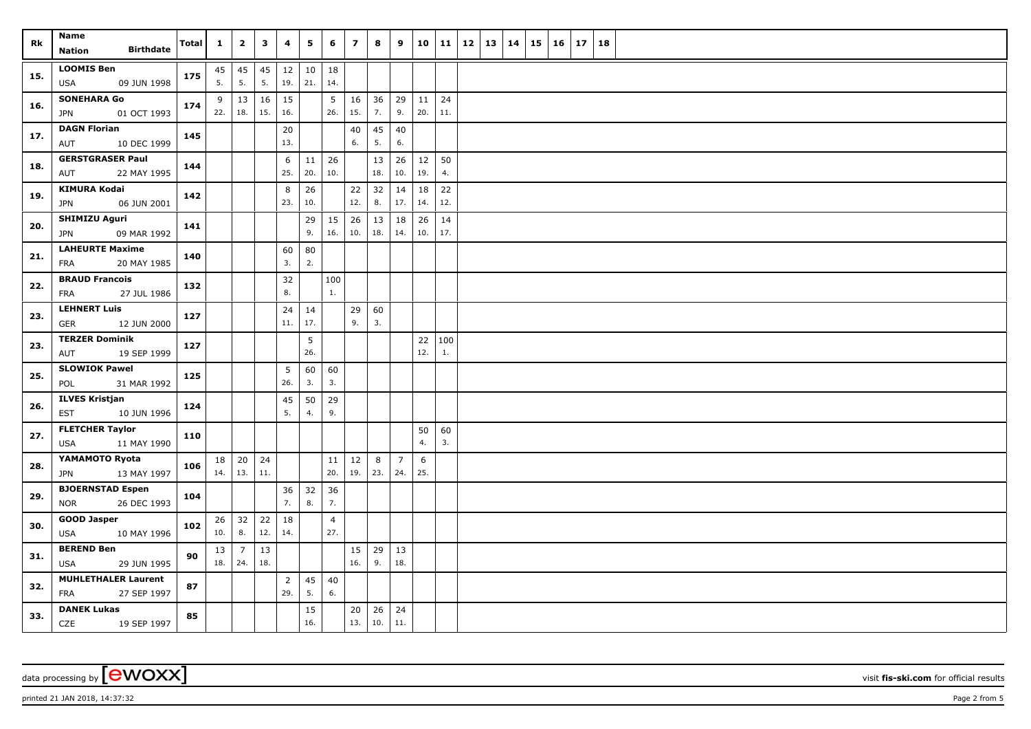| Rk | Name Nation Birthdate | Total | 1 | 2 | 3 | 4 | 5 | 6 | 7 | 8 | 9 | 10 | 11 | 12 | 13 | 14 | 15 | 16 | 17 | 18 |
|---|---|---|---|---|---|---|---|---|---|---|---|---|---|---|---|---|---|---|---|---|
| 15. | **LOOMIS Ben** | **175** | 45 | 45 | 45 | 12 | 10 | 18 | | | | | | | | | | | | |
| | USA 09 JUN 1998 | | 5. | 5. | 5. | 19. | 21. | 14. | | | | | | | | | | | | |
| 16. | **SONEHARA Go** | **174** | 9 | 13 | 16 | 15 | | 5 | 16 | 36 | 29 | 11 | 24 | | | | | | | |
| | JPN 01 OCT 1993 | | 22. | 18. | 15. | 16. | | 26. | 15. | 7. | 9. | 20. | 11. | | | | | | | |
| 17. | **DAGN Florian** | **145** | | | | 20 | | | 40 | 45 | 40 | | | | | | | | | |
| | AUT 10 DEC 1999 | | | | | 13. | | | 6. | 5. | 6. | | | | | | | | | |
| 18. | **GERSTGRASER Paul** | **144** | | | | 6 | 11 | 26 | | 13 | 26 | 12 | 50 | | | | | | | |
| | AUT 22 MAY 1995 | | | | | 25. | 20. | 10. | | 18. | 10. | 19. | 4. | | | | | | | |
| 19. | **KIMURA Kodai** | **142** | | | | 8 | 26 | | 22 | 32 | 14 | 18 | 22 | | | | | | | |
| | JPN 06 JUN 2001 | | | | | 23. | 10. | | 12. | 8. | 17. | 14. | 12. | | | | | | | |
| 20. | **SHIMIZU Aguri** | **141** | | | | | 29 | 15 | 26 | 13 | 18 | 26 | 14 | | | | | | | |
| | JPN 09 MAR 1992 | | | | | | 9. | 16. | 10. | 18. | 14. | 10. | 17. | | | | | | | |
| 21. | **LAHEURTE Maxime** | **140** | | | | 60 | 80 | | | | | | | | | | | | | |
| | FRA 20 MAY 1985 | | | | | 3. | 2. | | | | | | | | | | | | | |
| 22. | **BRAUD Francois** | **132** | | | | 32 | | 100 | | | | | | | | | | | | |
| | FRA 27 JUL 1986 | | | | | 8. | | 1. | | | | | | | | | | | | |
| 23. | **LEHNERT Luis** | **127** | | | | 24 | 14 | | 29 | 60 | | | | | | | | | | |
| | GER 12 JUN 2000 | | | | | 11. | 17. | | 9. | 3. | | | | | | | | | | |
| 23. | **TERZER Dominik** | **127** | | | | | 5 | | | | | 22 | 100 | | | | | | | |
| | AUT 19 SEP 1999 | | | | | | 26. | | | | | 12. | 1. | | | | | | | |
| 25. | **SLOWIOK Pawel** | **125** | | | | 5 | 60 | 60 | | | | | | | | | | | | |
| | POL 31 MAR 1992 | | | | | 26. | 3. | 3. | | | | | | | | | | | | |
| 26. | **ILVES Kristjan** | **124** | | | | 45 | 50 | 29 | | | | | | | | | | | | |
| | EST 10 JUN 1996 | | | | | 5. | 4. | 9. | | | | | | | | | | | | |
| 27. | **FLETCHER Taylor** | **110** | | | | | | | | | | 50 | 60 | | | | | | | |
| | USA 11 MAY 1990 | | | | | | | | | | | 4. | 3. | | | | | | | |
| 28. | **YAMAMOTO Ryota** | **106** | 18 | 20 | 24 | | | 11 | 12 | 8 | 7 | 6 | | | | | | | | |
| | JPN 13 MAY 1997 | | 14. | 13. | 11. | | | 20. | 19. | 23. | 24. | 25. | | | | | | | | |
| 29. | **BJOERNSTAD Espen** | **104** | | | | 36 | 32 | 36 | | | | | | | | | | | | |
| | NOR 26 DEC 1993 | | | | | 7. | 8. | 7. | | | | | | | | | | | | |
| 30. | **GOOD Jasper** | **102** | 26 | 32 | 22 | 18 | | 4 | | | | | | | | | | | | |
| | USA 10 MAY 1996 | | 10. | 8. | 12. | 14. | | 27. | | | | | | | | | | | | |
| 31. | **BEREND Ben** | **90** | 13 | 7 | 13 | | | | 15 | 29 | 13 | | | | | | | | | |
| | USA 29 JUN 1995 | | 18. | 24. | 18. | | | | 16. | 9. | 18. | | | | | | | | | |
| 32. | **MUHLETHALER Laurent** | **87** | | | | 2 | 45 | 40 | | | | | | | | | | | | |
| | FRA 27 SEP 1997 | | | | | 29. | 5. | 6. | | | | | | | | | | | | |
| 33. | **DANEK Lukas** | **85** | | | | | 15 | | 20 | 26 | 24 | | | | | | | | | |
| | CZE 19 SEP 1997 | | | | | | 16. | | 13. | 10. | 11. | | | | | | | | | |

data processing by [ewoxx] visit **fis-ski.com** for official results

printed 21 JAN 2018, 14:37:32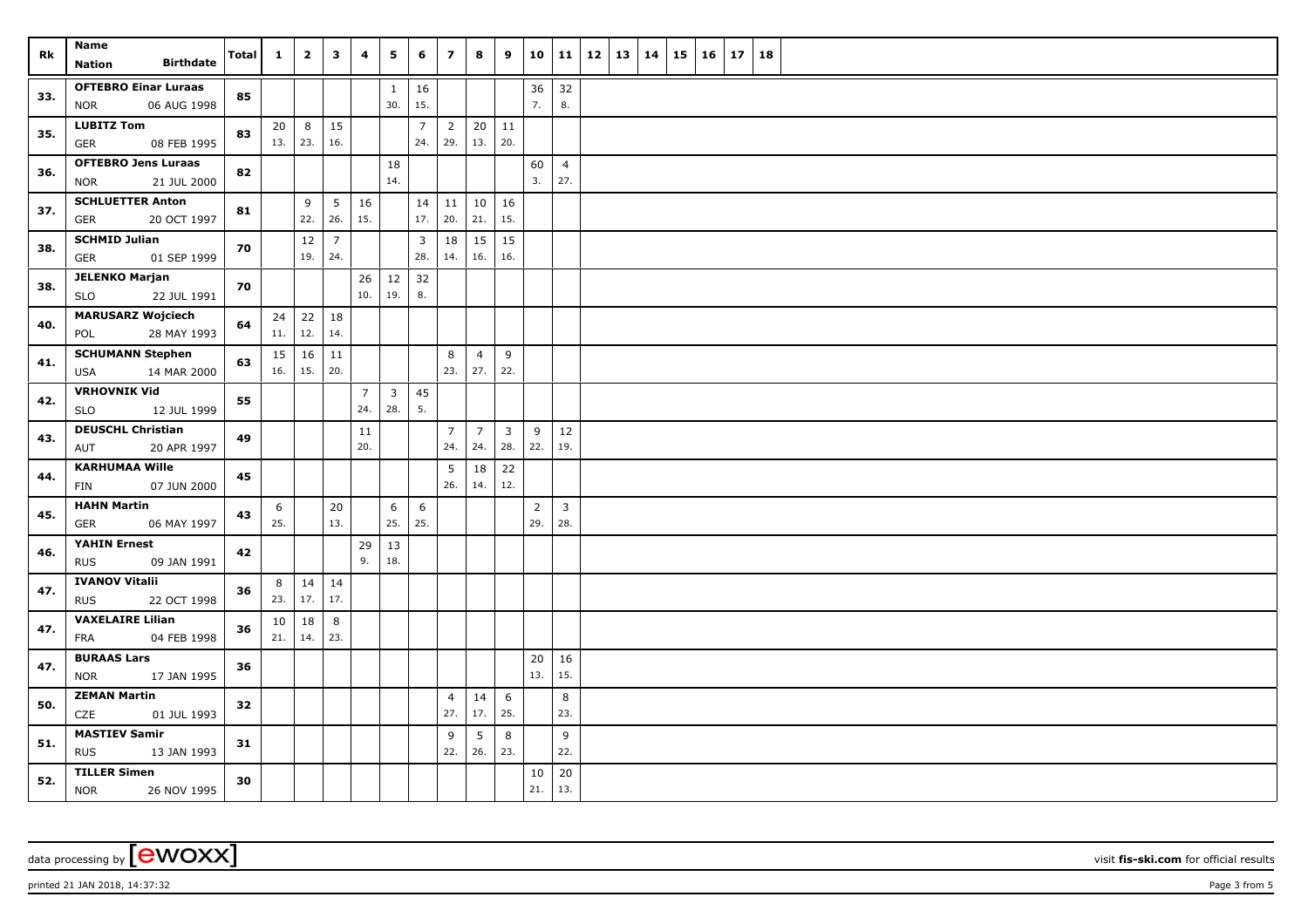| Rk | Name<br>Nation Birthdate | Total | 1 | 2 | 3 | 4 | 5 | 6 | 7 | 8 | 9 | 10 | 11 | 12 | 13 | 14 | 15 | 16 | 17 | 18 |
|---|---|---|---|---|---|---|---|---|---|---|---|---|---|---|---|---|---|---|---|---|
| 33. | **OFTEBRO Einar Luraas**<br>NOR 06 AUG 1998 | 85 | | | | | 1<br>30. | 16<br>15. | | | | 36<br>7. | 32<br>8. | | | | | | | |
| 35. | **LUBITZ Tom**<br>GER 08 FEB 1995 | 83 | 20<br>13. | 8<br>23. | 15<br>16. | | | 7<br>24. | 2<br>29. | 20<br>13. | 11<br>20. | | | | | | | | | |
| 36. | **OFTEBRO Jens Luraas**<br>NOR 21 JUL 2000 | 82 | | | | | 18<br>14. | | | | | 60<br>3. | 4<br>27. | | | | | | | |
| 37. | **SCHLUETTER Anton**<br>GER 20 OCT 1997 | 81 | | 9<br>22. | 5<br>26. | 16<br>15. | | 14<br>17. | 11<br>20. | 10<br>21. | 16<br>15. | | | | | | | | | |
| 38. | **SCHMID Julian**<br>GER 01 SEP 1999 | 70 | | 12<br>19. | 7<br>24. | | | 3<br>28. | 18<br>14. | 15<br>16. | 15<br>16. | | | | | | | | | |
| 38. | **JELENKO Marjan**<br>SLO 22 JUL 1991 | 70 | | | | 26<br>10. | 12<br>19. | 32<br>8. | | | | | | | | | | | | |
| 40. | **MARUSARZ Wojciech**<br>POL 28 MAY 1993 | 64 | 24<br>11. | 22<br>12. | 18<br>14. | | | | | | | | | | | | | | | |
| 41. | **SCHUMANN Stephen**<br>USA 14 MAR 2000 | 63 | 15<br>16. | 16<br>15. | 11<br>20. | | | | 8<br>23. | 4<br>27. | 9<br>22. | | | | | | | | | |
| 42. | **VRHOVNIK Vid**<br>SLO 12 JUL 1999 | 55 | | | | 7<br>24. | 3<br>28. | 45<br>5. | | | | | | | | | | | | |
| 43. | **DEUSCHL Christian**<br>AUT 20 APR 1997 | 49 | | | | 11<br>20. | | | 7<br>24. | 7<br>24. | 3<br>28. | 9<br>22. | 12<br>19. | | | | | | | |
| 44. | **KARHUMAA Wille**<br>FIN 07 JUN 2000 | 45 | | | | | | | 5<br>26. | 18<br>14. | 22<br>12. | | | | | | | | | |
| 45. | **HAHN Martin**<br>GER 06 MAY 1997 | 43 | 6<br>25. | | 20<br>13. | | 6<br>25. | 6<br>25. | | | | 2<br>29. | 3<br>28. | | | | | | | |
| 46. | **YAHIN Ernest**<br>RUS 09 JAN 1991 | 42 | | | | 29<br>9. | 13<br>18. | | | | | | | | | | | | | |
| 47. | **IVANOV Vitalii**<br>RUS 22 OCT 1998 | 36 | 8<br>23. | 14<br>17. | 14<br>17. | | | | | | | | | | | | | | | |
| 47. | **VAXELAIRE Lilian**<br>FRA 04 FEB 1998 | 36 | 10<br>21. | 18<br>14. | 8<br>23. | | | | | | | | | | | | | | | |
| 47. | **BURAAS Lars**<br>NOR 17 JAN 1995 | 36 | | | | | | | | | | 20<br>13. | 16<br>15. | | | | | | | |
| 50. | **ZEMAN Martin**<br>CZE 01 JUL 1993 | 32 | | | | | | | 4<br>27. | 14<br>17. | 6<br>25. | | 8<br>23. | | | | | | | |
| 51. | **MASTIEV Samir**<br>RUS 13 JAN 1993 | 31 | | | | | | | 9<br>22. | 5<br>26. | 8<br>23. | | 9<br>22. | | | | | | | |
| 52. | **TILLER Simen**<br>NOR 26 NOV 1995 | 30 | | | | | | | | | | 10<br>21. | 20<br>13. | | | | | | | |

data processing by [ewoxx] visit **fis-ski.com** for official results

printed 21 JAN 2018, 14:37:32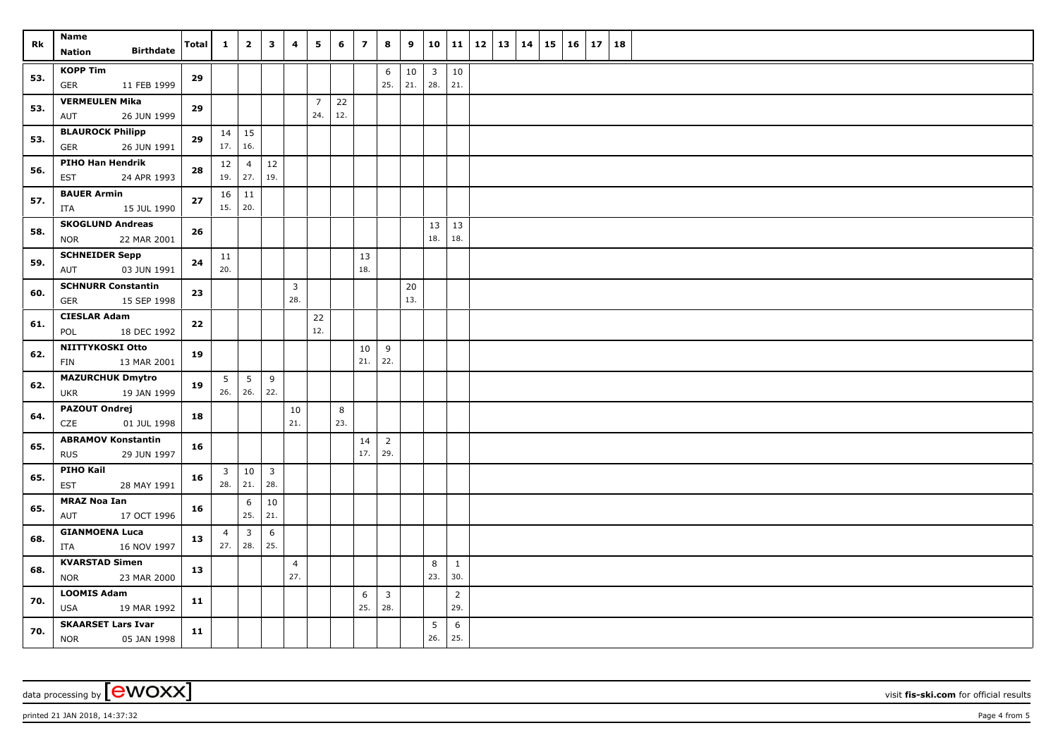| Rk | Name<br>Nation Birthdate | Total | 1 | 2 | 3 | 4 | 5 | 6 | 7 | 8 | 9 | 10 | 11 | 12 | 13 | 14 | 15 | 16 | 17 | 18 |
|---|---|---|---|---|---|---|---|---|---|---|---|---|---|---|---|---|---|---|---|---|
| 53. | **KOPP Tim**<br>GER 11 FEB 1999 | 29 | | | | | | | | 6<br>25. | 10<br>21. | 3<br>28. | 10<br>21. | | | | | | | |
| 53. | **VERMEULEN Mika**<br>AUT 26 JUN 1999 | 29 | | | | | 7<br>24. | 22<br>12. | | | | | | | | | | | | |
| 53. | **BLAUROCK Philipp**<br>GER 26 JUN 1991 | 29 | 14<br>17. | 15<br>16. | | | | | | | | | | | | | | | | |
| 56. | **PIHO Han Hendrik**<br>EST 24 APR 1993 | 28 | 12<br>19. | 4<br>27. | 12<br>19. | | | | | | | | | | | | | | | |
| 57. | **BAUER Armin**<br>ITA 15 JUL 1990 | 27 | 16<br>15. | 11<br>20. | | | | | | | | | | | | | | | | |
| 58. | **SKOGLUND Andreas**<br>NOR 22 MAR 2001 | 26 | | | | | | | | | | 13<br>18. | 13<br>18. | | | | | | | |
| 59. | **SCHNEIDER Sepp**<br>AUT 03 JUN 1991 | 24 | 11<br>20. | | | | | | 13<br>18. | | | | | | | | | | | |
| 60. | **SCHNURR Constantin**<br>GER 15 SEP 1998 | 23 | | | | 3<br>28. | | | | | 20<br>13. | | | | | | | | | |
| 61. | **CIESLAR Adam**<br>POL 18 DEC 1992 | 22 | | | | | 22<br>12. | | | | | | | | | | | | | |
| 62. | **NIITTYKOSKI Otto**<br>FIN 13 MAR 2001 | 19 | | | | | | | 10<br>21. | 9<br>22. | | | | | | | | | | |
| 62. | **MAZURCHUK Dmytro**<br>UKR 19 JAN 1999 | 19 | 5<br>26. | 5<br>26. | 9<br>22. | | | | | | | | | | | | | | | |
| 64. | **PAZOUT Ondrej**<br>CZE 01 JUL 1998 | 18 | | | | 10<br>21. | | 8<br>23. | | | | | | | | | | | | |
| 65. | **ABRAMOV Konstantin**<br>RUS 29 JUN 1997 | 16 | | | | | | | 14<br>17. | 2<br>29. | | | | | | | | | | |
| 65. | **PIHO Kail**<br>EST 28 MAY 1991 | 16 | 3<br>28. | 10<br>21. | 3<br>28. | | | | | | | | | | | | | | | |
| 65. | **MRAZ Noa Ian**<br>AUT 17 OCT 1996 | 16 | | 6<br>25. | 10<br>21. | | | | | | | | | | | | | | | |
| 68. | **GIANMOENA Luca**<br>ITA 16 NOV 1997 | 13 | 4<br>27. | 3<br>28. | 6<br>25. | | | | | | | | | | | | | | | |
| 68. | **KVARSTAD Simen**<br>NOR 23 MAR 2000 | 13 | | | | 4<br>27. | | | | | | 8<br>23. | 1<br>30. | | | | | | | |
| 70. | **LOOMIS Adam**<br>USA 19 MAR 1992 | 11 | | | | | | | 6<br>25. | 3<br>28. | | | 2<br>29. | | | | | | | |
| 70. | **SKAARSET Lars Ivar**<br>NOR 05 JAN 1998 | 11 | | | | | | | | | | 5<br>26. | 6<br>25. | | | | | | | |

data processing by [ewoxx] visit **fis-ski.com** for official results

printed 21 JAN 2018, 14:37:32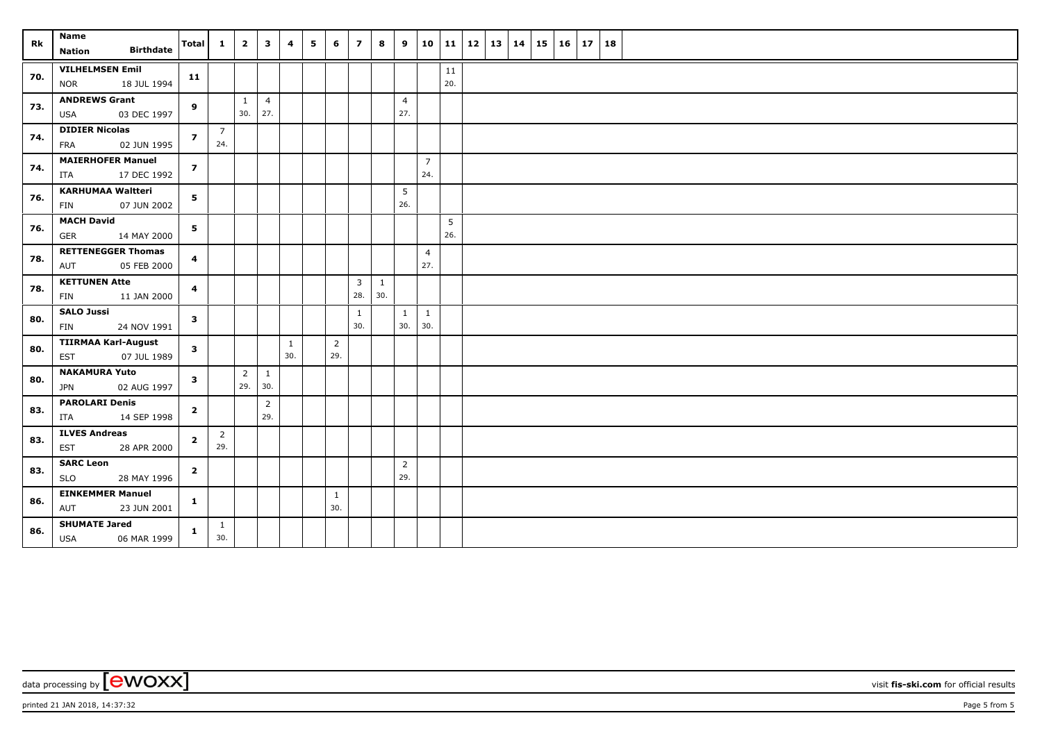| Rk | Name<br>Nation Birthdate | Total | 1 | 2 | 3 | 4 | 5 | 6 | 7 | 8 | 9 | 10 | 11 | 12 | 13 | 14 | 15 | 16 | 17 | 18 |
|---|---|---|---|---|---|---|---|---|---|---|---|---|---|---|---|---|---|---|---|---|
| 70. | **VILHELMSEN Emil**<br>NOR 18 JUL 1994 | **11** | | | | | | | | | | | 11<br>20. | | | | | | | |
| 73. | **ANDREWS Grant**<br>USA 03 DEC 1997 | **9** | | 1<br>30. | 4<br>27. | | | | | | 4<br>27. | | | | | | | | | |
| 74. | **DIDIER Nicolas**<br>FRA 02 JUN 1995 | **7** | 7<br>24. | | | | | | | | | | | | | | | | | |
| 74. | **MAIERHOFER Manuel**<br>ITA 17 DEC 1992 | **7** | | | | | | | | | | 7<br>24. | | | | | | | | |
| 76. | **KARHUMAA Waltteri**<br>FIN 07 JUN 2002 | **5** | | | | | | | | | 5<br>26. | | | | | | | | | |
| 76. | **MACH David**<br>GER 14 MAY 2000 | **5** | | | | | | | | | | | 5<br>26. | | | | | | | |
| 78. | **RETTENEGGER Thomas**<br>AUT 05 FEB 2000 | **4** | | | | | | | | | | 4<br>27. | | | | | | | | |
| 78. | **KETTUNEN Atte**<br>FIN 11 JAN 2000 | **4** | | | | | | | 3<br>28. | 1<br>30. | | | | | | | | | | |
| 80. | **SALO Jussi**<br>FIN 24 NOV 1991 | **3** | | | | | | | 1<br>30. | | 1<br>30. | 1<br>30. | | | | | | | | |
| 80. | **TIIRMAA Karl-August**<br>EST 07 JUL 1989 | **3** | | | | 1<br>30. | | 2<br>29. | | | | | | | | | | | | |
| 80. | **NAKAMURA Yuto**<br>JPN 02 AUG 1997 | **3** | | 2<br>29. | 1<br>30. | | | | | | | | | | | | | | | |
| 83. | **PAROLARI Denis**<br>ITA 14 SEP 1998 | **2** | | | 2<br>29. | | | | | | | | | | | | | | | |
| 83. | **ILVES Andreas**<br>EST 28 APR 2000 | **2** | 2<br>29. | | | | | | | | | | | | | | | | | |
| 83. | **SARC Leon**<br>SLO 28 MAY 1996 | **2** | | | | | | | | | 2<br>29. | | | | | | | | | |
| 86. | **EINKEMMER Manuel**<br>AUT 23 JUN 2001 | **1** | | | | | | 1<br>30. | | | | | | | | | | | | |
| 86. | **SHUMATE Jared**<br>USA 06 MAR 1999 | **1** | 1<br>30. | | | | | | | | | | | | | | | | | |

data processing by [ewoxx] visit **fis-ski.com** for official results

printed 21 JAN 2018, 14:37:32